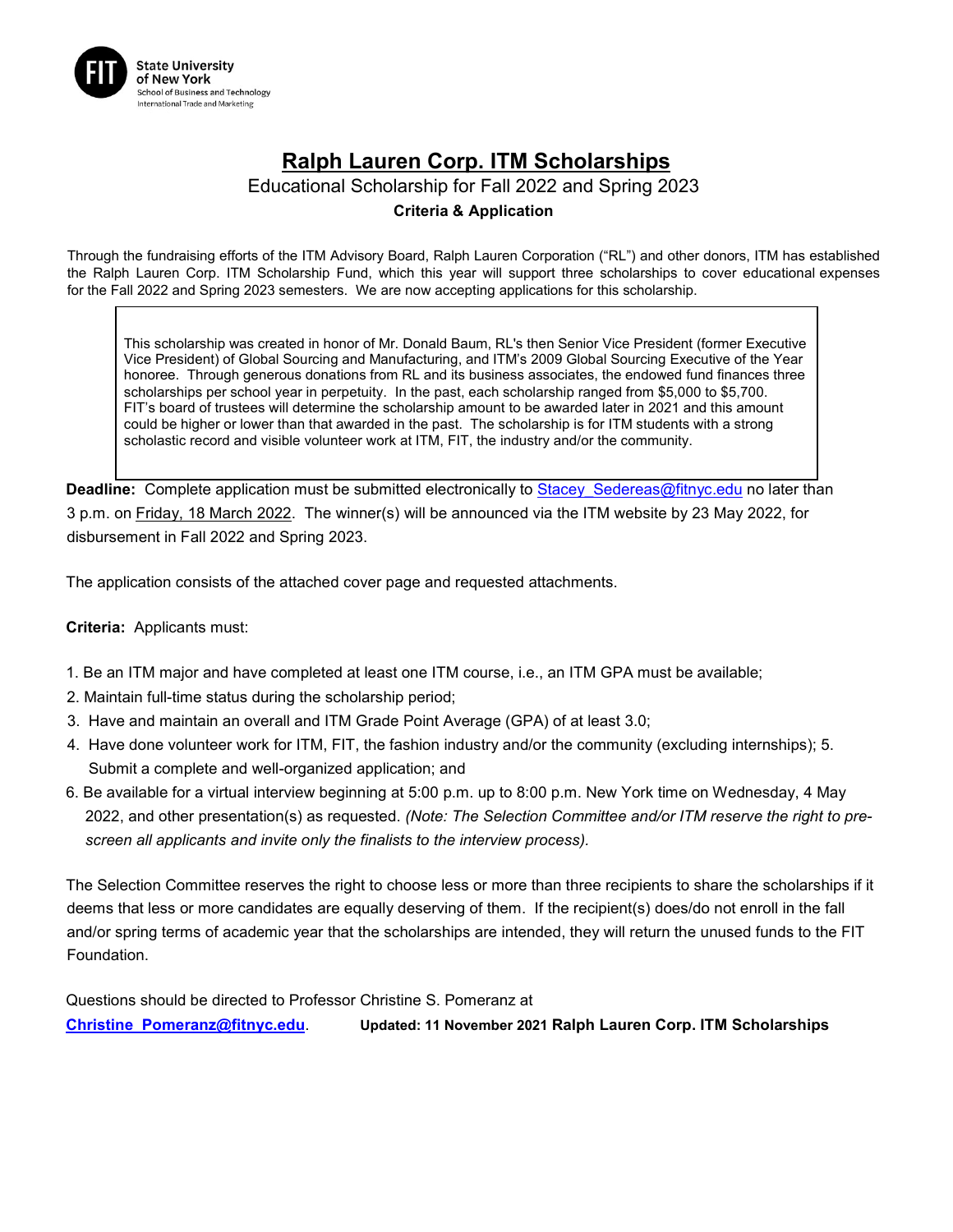FIT State University of New York
School of Business and Technology
International Trade and Marketing

# Ralph Lauren Corp. ITM Scholarships

## Educational Scholarship for Fall 2022 and Spring 2023

**Criteria & Application**

Through the fundraising efforts of the ITM Advisory Board, Ralph Lauren Corporation ("RL") and other donors, ITM has established the Ralph Lauren Corp. ITM Scholarship Fund, which this year will support three scholarships to cover educational expenses for the Fall 2022 and Spring 2023 semesters. We are now accepting applications for this scholarship.

> This scholarship was created in honor of Mr. Donald Baum, RL's then Senior Vice President (former Executive Vice President) of Global Sourcing and Manufacturing, and ITM's 2009 Global Sourcing Executive of the Year honoree. Through generous donations from RL and its business associates, the endowed fund finances three scholarships per school year in perpetuity. In the past, each scholarship ranged from $5,000 to $5,700. FIT's board of trustees will determine the scholarship amount to be awarded later in 2021 and this amount could be higher or lower than that awarded in the past. The scholarship is for ITM students with a strong scholastic record and visible volunteer work at ITM, FIT, the industry and/or the community.

**Deadline:** Complete application must be submitted electronically to Stacey_Sedereas@fitnyc.edu no later than 3 p.m. on Friday, 18 March 2022. The winner(s) will be announced via the ITM website by 23 May 2022, for disbursement in Fall 2022 and Spring 2023.

The application consists of the attached cover page and requested attachments.

**Criteria:** Applicants must:

1. Be an ITM major and have completed at least one ITM course, i.e., an ITM GPA must be available;
2. Maintain full-time status during the scholarship period;
3. Have and maintain an overall and ITM Grade Point Average (GPA) of at least 3.0;
4. Have done volunteer work for ITM, FIT, the fashion industry and/or the community (excluding internships);
5. Submit a complete and well-organized application; and
6. Be available for a virtual interview beginning at 5:00 p.m. up to 8:00 p.m. New York time on Wednesday, 4 May 2022, and other presentation(s) as requested. *(Note: The Selection Committee and/or ITM reserve the right to pre-screen all applicants and invite only the finalists to the interview process).*

The Selection Committee reserves the right to choose less or more than three recipients to share the scholarships if it deems that less or more candidates are equally deserving of them. If the recipient(s) does/do not enroll in the fall and/or spring terms of academic year that the scholarships are intended, they will return the unused funds to the FIT Foundation.

Questions should be directed to Professor Christine S. Pomeranz at **Christine_Pomeranz@fitnyc.edu**.

**Updated: 11 November 2021**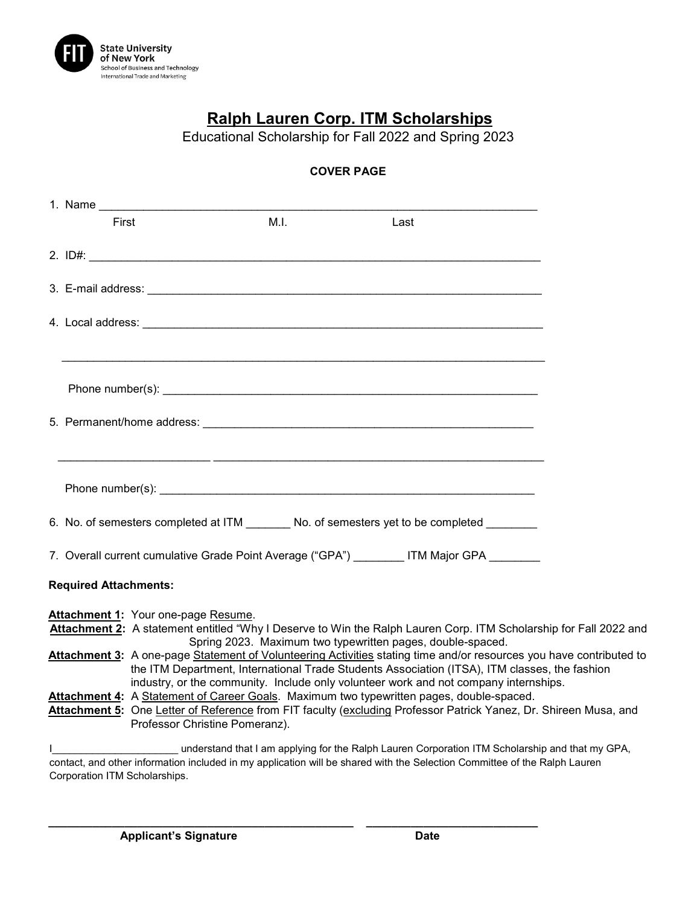FIT State University of New York
School of Business and Technology
International Trade and Marketing

# **Ralph Lauren Corp. ITM Scholarships**

Educational Scholarship for Fall 2022 and Spring 2023

**COVER PAGE**

1. Name ________________________________________________________________________
   First M.I. Last

2. ID#: ________________________________________________________________________

3. E-mail address: _______________________________________________________________

4. Local address: ________________________________________________________________

   ________________________________________________________________________________

   Phone number(s): ______________________________________________________________

5. Permanent/home address: _______________________________________________________

   ________________________ ______________________________________________________

   Phone number(s): ______________________________________________________________

6. No. of semesters completed at ITM _______ No. of semesters yet to be completed ________

7. Overall current cumulative Grade Point Average ("GPA") ________ ITM Major GPA ________

**Required Attachments:**

**Attachment 1:** Your one-page Resume.
**Attachment 2:** A statement entitled "Why I Deserve to Win the Ralph Lauren Corp. ITM Scholarship for Fall 2022 and Spring 2023. Maximum two typewritten pages, double-spaced.
**Attachment 3:** A one-page Statement of Volunteering Activities stating time and/or resources you have contributed to the ITM Department, International Trade Students Association (ITSA), ITM classes, the fashion industry, or the community. Include only volunteer work and not company internships.
**Attachment 4:** A Statement of Career Goals. Maximum two typewritten pages, double-spaced.
**Attachment 5:** One Letter of Reference from FIT faculty (excluding Professor Patrick Yanez, Dr. Shireen Musa, and Professor Christine Pomeranz).

I______________________ understand that I am applying for the Ralph Lauren Corporation ITM Scholarship and that my GPA, contact, and other information included in my application will be shared with the Selection Committee of the Ralph Lauren Corporation ITM Scholarships.

__________________________________________________ ___________________________
**Applicant's Signature** **Date**